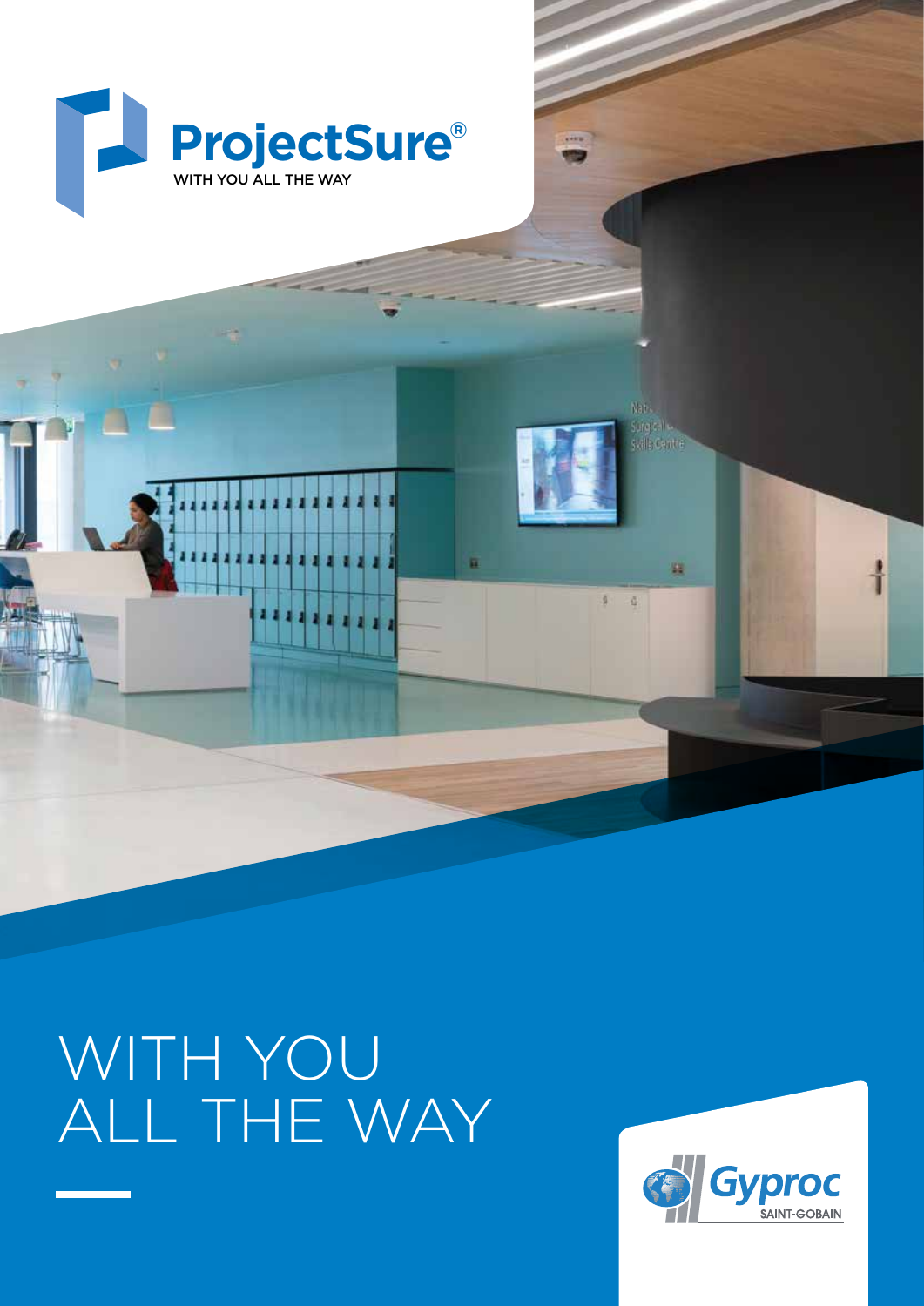ProjectSure®

WITH YOU ALL THE WAY

# WITH YOU ALL THE WAY

Gyproc

SAINT-GOBAIN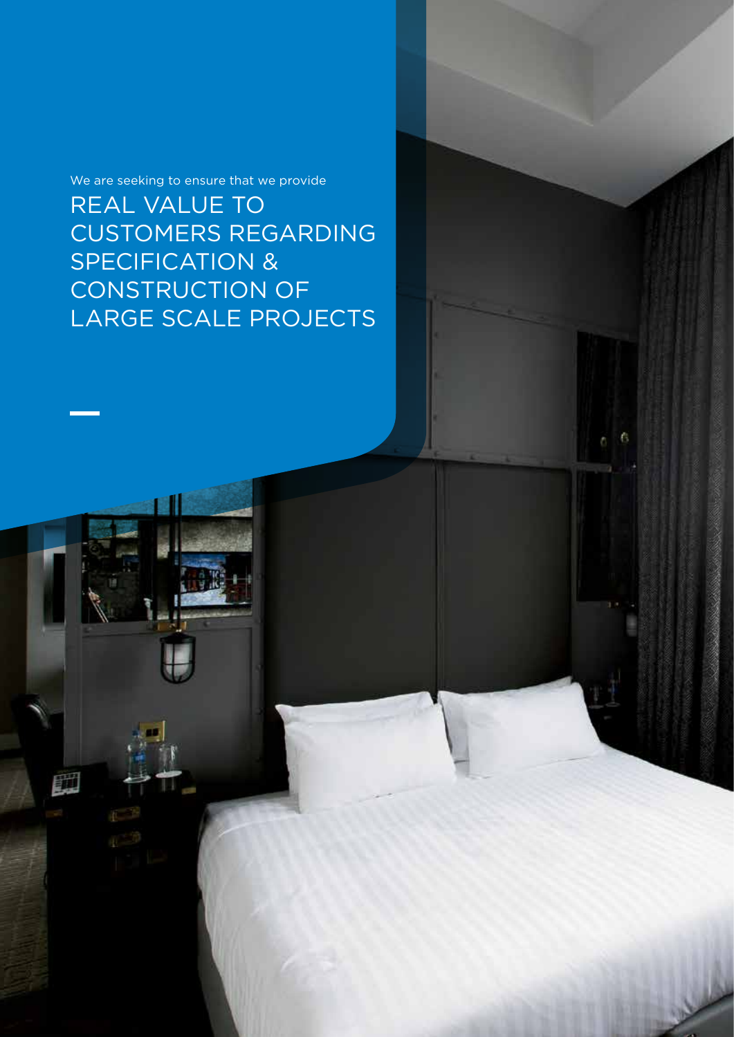We are seeking to ensure that we provide

# REAL VALUE TO CUSTOMERS REGARDING SPECIFICATION & CONSTRUCTION OF LARGE SCALE PROJECTS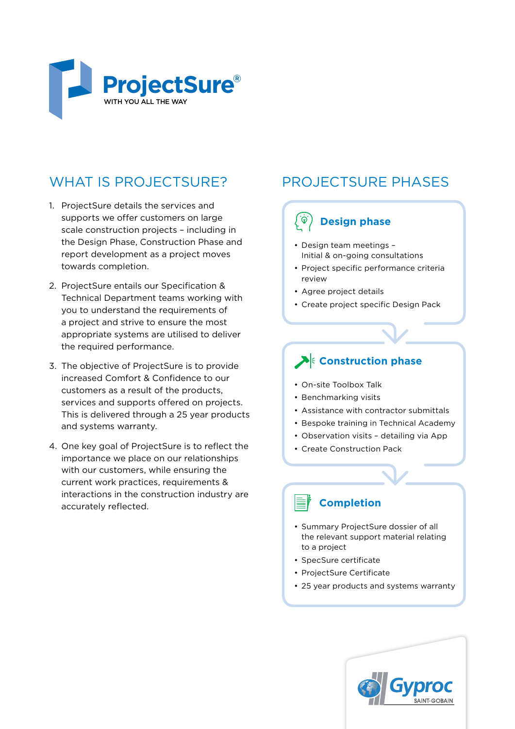# ProjectSure®

WITH YOU ALL THE WAY

## WHAT IS PROJECTSURE?

1. ProjectSure details the services and supports we offer customers on large scale construction projects – including in the Design Phase, Construction Phase and report development as a project moves towards completion.
2. ProjectSure entails our Specification & Technical Department teams working with you to understand the requirements of a project and strive to ensure the most appropriate systems are utilised to deliver the required performance.
3. The objective of ProjectSure is to provide increased Comfort & Confidence to our customers as a result of the products, services and supports offered on projects. This is delivered through a 25 year products and systems warranty.
4. One key goal of ProjectSure is to reflect the importance we place on our relationships with our customers, while ensuring the current work practices, requirements & interactions in the construction industry are accurately reflected.

## PROJECTSURE PHASES

### Design phase

- Design team meetings – Initial & on-going consultations
- Project specific performance criteria review
- Agree project details
- Create project specific Design Pack

### Construction phase

- On-site Toolbox Talk
- Benchmarking visits
- Assistance with contractor submittals
- Bespoke training in Technical Academy
- Observation visits – detailing via App
- Create Construction Pack

### Completion

- Summary ProjectSure dossier of all the relevant support material relating to a project
- SpecSure certificate
- ProjectSure Certificate
- 25 year products and systems warranty

Gyproc SAINT-GOBAIN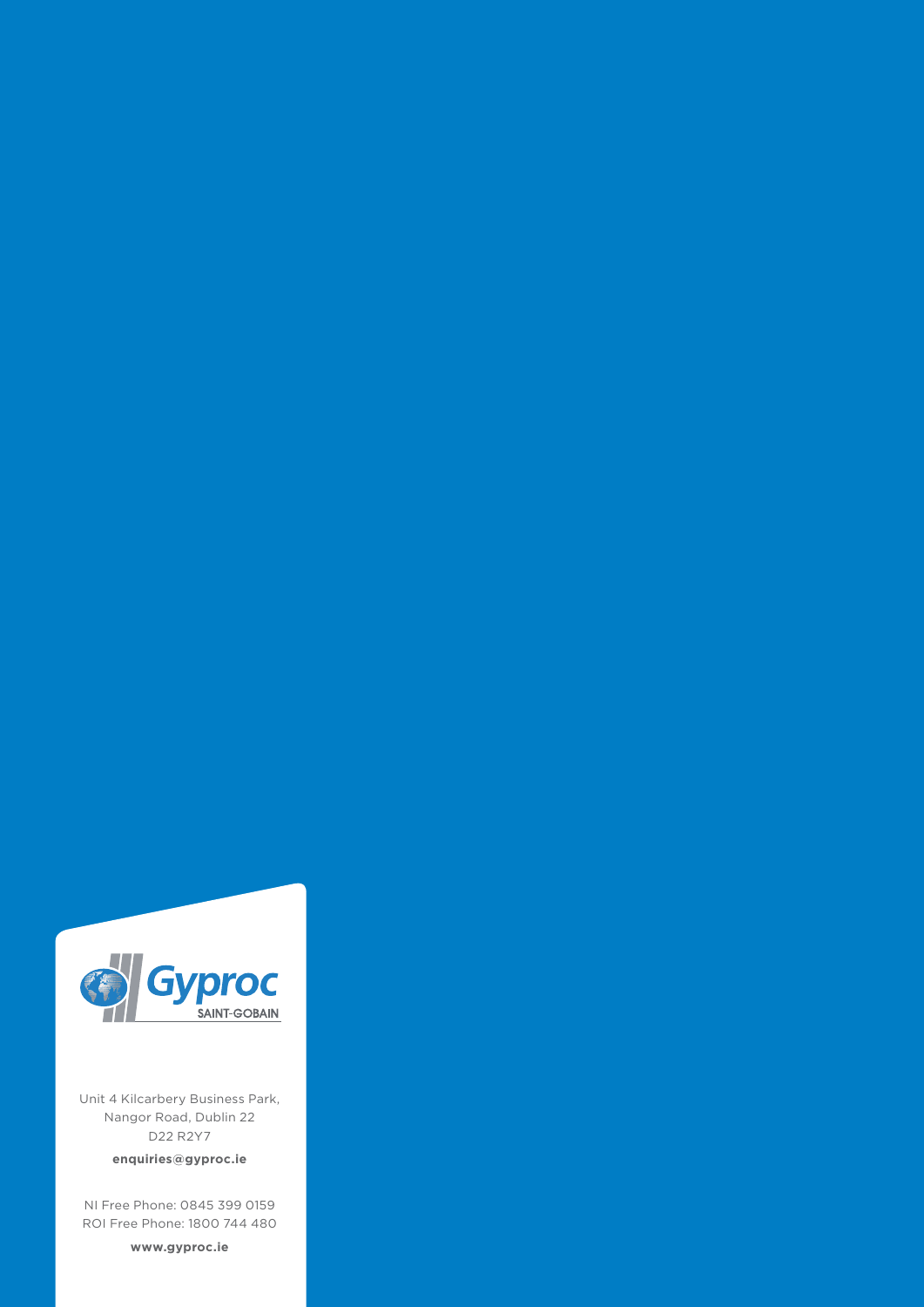Gyproc SAINT-GOBAIN

Unit 4 Kilcarbery Business Park,
Nangor Road, Dublin 22
D22 R2Y7

**enquiries@gyproc.ie**

NI Free Phone: 0845 399 0159
ROI Free Phone: 1800 744 480

**www.gyproc.ie**